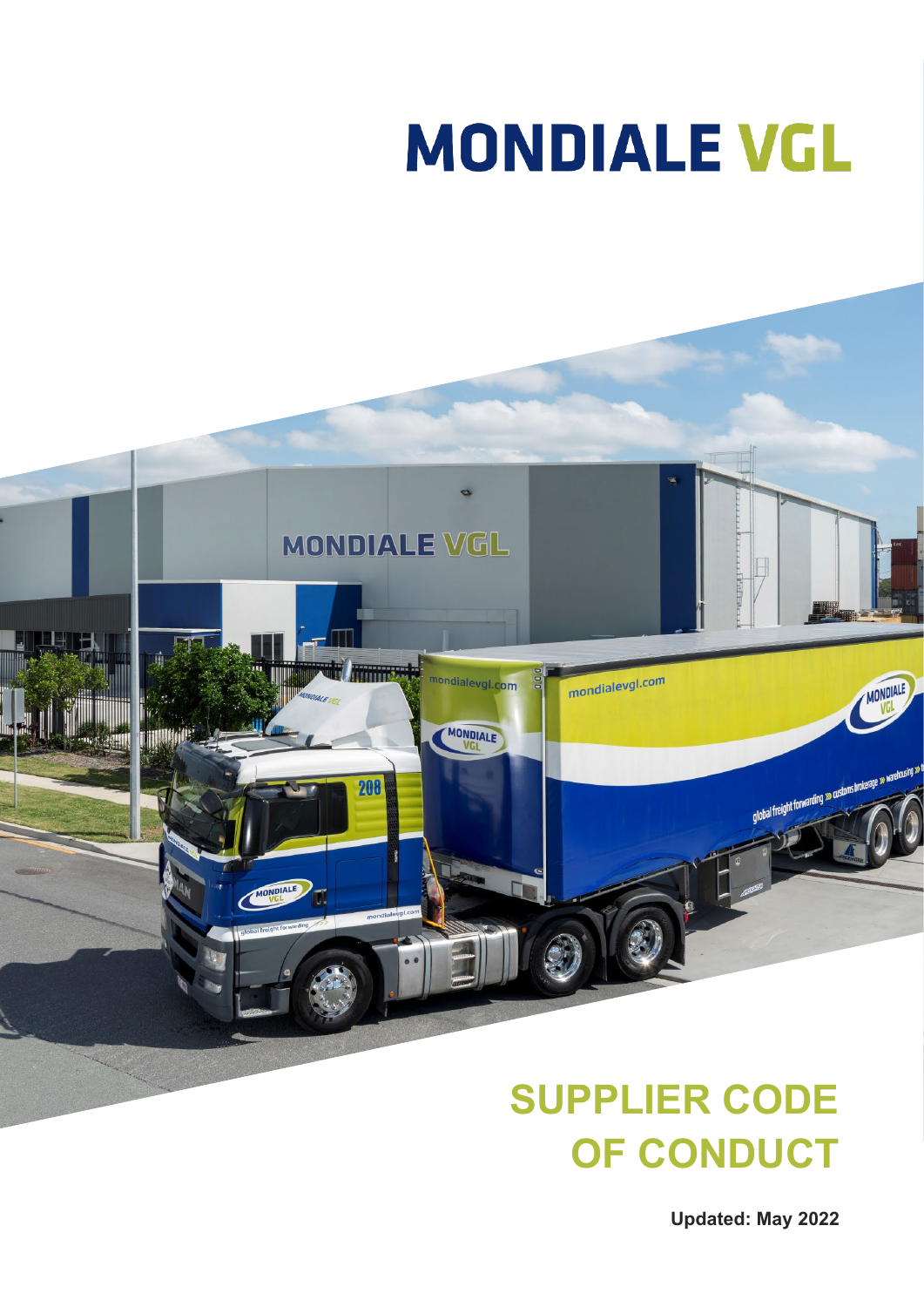# MONDIALE VGL

# SUPPLIER CODE OF CONDUCT

**Updated: May 2022**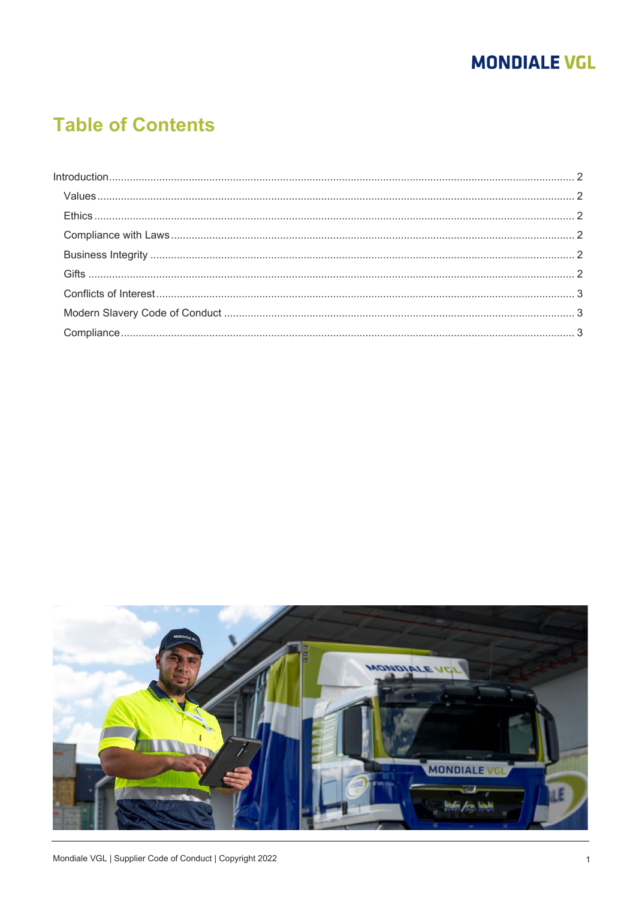# Table of Contents

- Introduction ........ 2
  - Values ........ 2
  - Ethics ........ 2
  - Compliance with Laws ........ 2
  - Business Integrity ........ 2
  - Gifts ........ 2
  - Conflicts of Interest ........ 3
  - Modern Slavery Code of Conduct ........ 3
  - Compliance ........ 3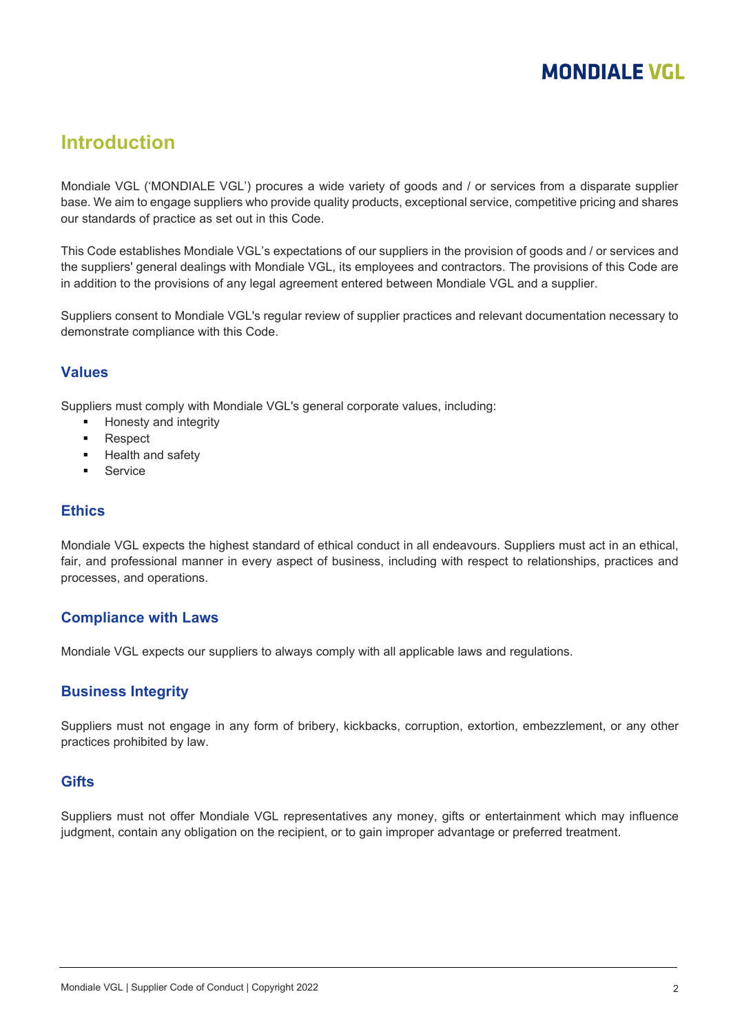# Introduction

Mondiale VGL ('MONDIALE VGL') procures a wide variety of goods and / or services from a disparate supplier base. We aim to engage suppliers who provide quality products, exceptional service, competitive pricing and shares our standards of practice as set out in this Code.

This Code establishes Mondiale VGL's expectations of our suppliers in the provision of goods and / or services and the suppliers' general dealings with Mondiale VGL, its employees and contractors. The provisions of this Code are in addition to the provisions of any legal agreement entered between Mondiale VGL and a supplier.

Suppliers consent to Mondiale VGL's regular review of supplier practices and relevant documentation necessary to demonstrate compliance with this Code.

## Values

Suppliers must comply with Mondiale VGL's general corporate values, including:

- Honesty and integrity
- Respect
- Health and safety
- Service

## Ethics

Mondiale VGL expects the highest standard of ethical conduct in all endeavours. Suppliers must act in an ethical, fair, and professional manner in every aspect of business, including with respect to relationships, practices and processes, and operations.

## Compliance with Laws

Mondiale VGL expects our suppliers to always comply with all applicable laws and regulations.

## Business Integrity

Suppliers must not engage in any form of bribery, kickbacks, corruption, extortion, embezzlement, or any other practices prohibited by law.

## Gifts

Suppliers must not offer Mondiale VGL representatives any money, gifts or entertainment which may influence judgment, contain any obligation on the recipient, or to gain improper advantage or preferred treatment.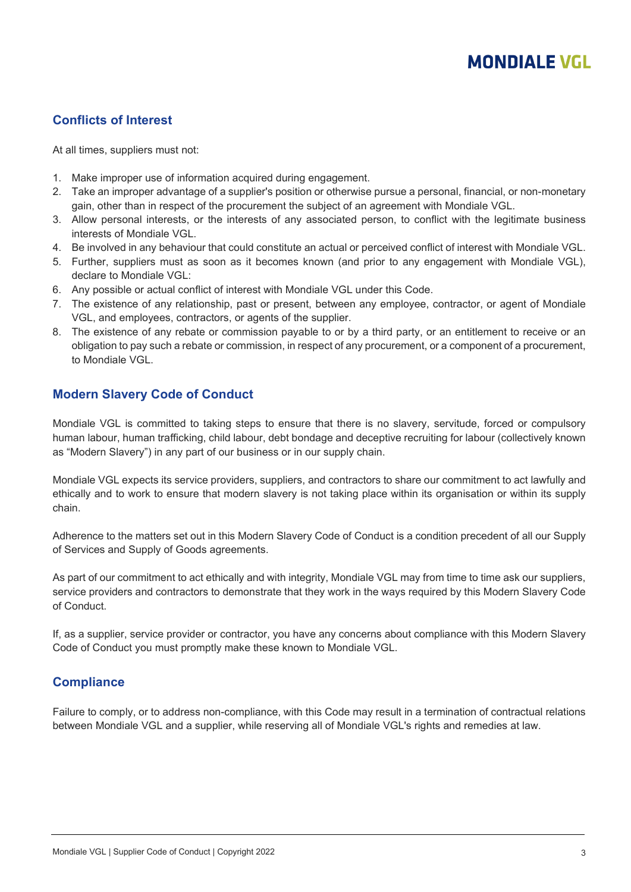## Conflicts of Interest

At all times, suppliers must not:

1. Make improper use of information acquired during engagement.
2. Take an improper advantage of a supplier's position or otherwise pursue a personal, financial, or non-monetary gain, other than in respect of the procurement the subject of an agreement with Mondiale VGL.
3. Allow personal interests, or the interests of any associated person, to conflict with the legitimate business interests of Mondiale VGL.
4. Be involved in any behaviour that could constitute an actual or perceived conflict of interest with Mondiale VGL.
5. Further, suppliers must as soon as it becomes known (and prior to any engagement with Mondiale VGL), declare to Mondiale VGL:
6. Any possible or actual conflict of interest with Mondiale VGL under this Code.
7. The existence of any relationship, past or present, between any employee, contractor, or agent of Mondiale VGL, and employees, contractors, or agents of the supplier.
8. The existence of any rebate or commission payable to or by a third party, or an entitlement to receive or an obligation to pay such a rebate or commission, in respect of any procurement, or a component of a procurement, to Mondiale VGL.

## Modern Slavery Code of Conduct

Mondiale VGL is committed to taking steps to ensure that there is no slavery, servitude, forced or compulsory human labour, human trafficking, child labour, debt bondage and deceptive recruiting for labour (collectively known as "Modern Slavery") in any part of our business or in our supply chain.

Mondiale VGL expects its service providers, suppliers, and contractors to share our commitment to act lawfully and ethically and to work to ensure that modern slavery is not taking place within its organisation or within its supply chain.

Adherence to the matters set out in this Modern Slavery Code of Conduct is a condition precedent of all our Supply of Services and Supply of Goods agreements.

As part of our commitment to act ethically and with integrity, Mondiale VGL may from time to time ask our suppliers, service providers and contractors to demonstrate that they work in the ways required by this Modern Slavery Code of Conduct.

If, as a supplier, service provider or contractor, you have any concerns about compliance with this Modern Slavery Code of Conduct you must promptly make these known to Mondiale VGL.

## Compliance

Failure to comply, or to address non-compliance, with this Code may result in a termination of contractual relations between Mondiale VGL and a supplier, while reserving all of Mondiale VGL's rights and remedies at law.